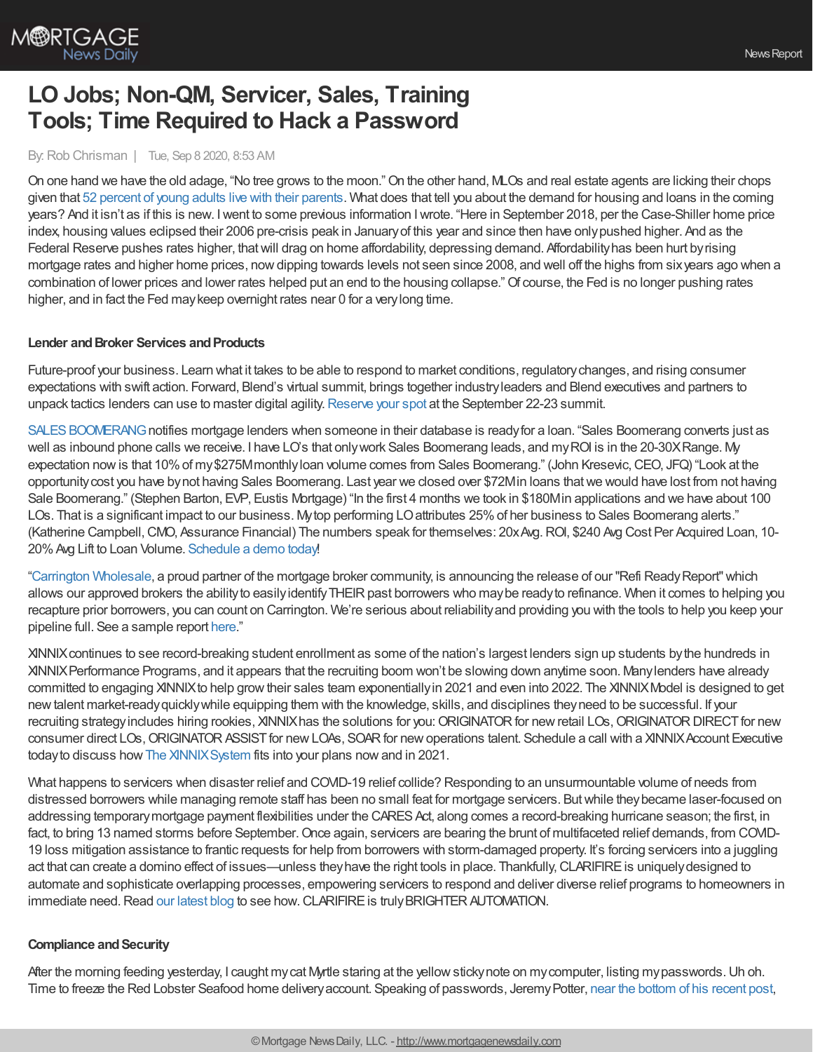# LO Jobs; Non-QM, Servicer, Sales, Training Tools; Time Required to Hack a Password

By: Rob Chrisman | Tue, Sep 8 2020, 8:53 AM

On one hand we have the old adage, "No tree grows to the moon." On the other hand, MLOs and real estate agents are licking their chops given that 52 percent of young adults live with their parents. What does that tell you about the demand for housing and loans in the coming years? And it isn't as if this is new. I went to some previous information I wrote. "Here in September 2018, per the Case-Shiller home price index, housing values eclipsed their 2006 pre-crisis peak in January of this year and since then have only pushed higher. And as the Federal Reserve pushes rates higher, that will drag on home affordability, depressing demand. Affordability has been hurt by rising mortgage rates and higher home prices, now dipping towards levels not seen since 2008, and well off the highs from six years ago when a combination of lower prices and lower rates helped put an end to the housing collapse." Of course, the Fed is no longer pushing rates higher, and in fact the Fed may keep overnight rates near 0 for a very long time.

### Lender and Broker Services and Products

Future-proof your business. Learn what it takes to be able to respond to market conditions, regulatory changes, and rising consumer expectations with swift action. Forward, Blend's virtual summit, brings together industry leaders and Blend executives and partners to unpack tactics lenders can use to master digital agility. Reserve your spot at the September 22-23 summit.

SALES BOOMERANG notifies mortgage lenders when someone in their database is ready for a loan. "Sales Boomerang converts just as well as inbound phone calls we receive. I have LO's that only work Sales Boomerang leads, and my ROI is in the 20-30X Range. My expectation now is that 10% of my $275M monthly loan volume comes from Sales Boomerang." (John Kresevic, CEO, JFQ) "Look at the opportunity cost you have by not having Sales Boomerang. Last year we closed over $72M in loans that we would have lost from not having Sale Boomerang." (Stephen Barton, EVP, Eustis Mortgage) "In the first 4 months we took in $180M in applications and we have about 100 LOs. That is a significant impact to our business. My top performing LO attributes 25% of her business to Sales Boomerang alerts." (Katherine Campbell, CMO, Assurance Financial) The numbers speak for themselves: 20x Avg. ROI, $240 Avg Cost Per Acquired Loan, 10-20% Avg Lift to Loan Volume. Schedule a demo today!

"Carrington Wholesale, a proud partner of the mortgage broker community, is announcing the release of our "Refi Ready Report" which allows our approved brokers the ability to easily identify THEIR past borrowers who may be ready to refinance. When it comes to helping you recapture prior borrowers, you can count on Carrington. We're serious about reliability and providing you with the tools to help you keep your pipeline full. See a sample report here."

XINNIX continues to see record-breaking student enrollment as some of the nation's largest lenders sign up students by the hundreds in XINNIX Performance Programs, and it appears that the recruiting boom won't be slowing down anytime soon. Many lenders have already committed to engaging XINNIX to help grow their sales team exponentially in 2021 and even into 2022. The XINNIX Model is designed to get new talent market-ready quickly while equipping them with the knowledge, skills, and disciplines they need to be successful. If your recruiting strategy includes hiring rookies, XINNIX has the solutions for you: ORIGINATOR for new retail LOs, ORIGINATOR DIRECT for new consumer direct LOs, ORIGINATOR ASSIST for new LOAs, SOAR for new operations talent. Schedule a call with a XINNIX Account Executive today to discuss how The XINNIX System fits into your plans now and in 2021.

What happens to servicers when disaster relief and COVID-19 relief collide? Responding to an unsurmountable volume of needs from distressed borrowers while managing remote staff has been no small feat for mortgage servicers. But while they became laser-focused on addressing temporary mortgage payment flexibilities under the CARES Act, along comes a record-breaking hurricane season; the first, in fact, to bring 13 named storms before September. Once again, servicers are bearing the brunt of multifaceted relief demands, from COVID-19 loss mitigation assistance to frantic requests for help from borrowers with storm-damaged property. It's forcing servicers into a juggling act that can create a domino effect of issues—unless they have the right tools in place. Thankfully, CLARIFIRE is uniquely designed to automate and sophisticate overlapping processes, empowering servicers to respond and deliver diverse relief programs to homeowners in immediate need. Read our latest blog to see how. CLARIFIRE is truly BRIGHTER AUTOMATION.

### Compliance and Security

After the morning feeding yesterday, I caught my cat Myrtle staring at the yellow sticky note on my computer, listing my passwords. Uh oh. Time to freeze the Red Lobster Seafood home delivery account. Speaking of passwords, Jeremy Potter, near the bottom of his recent post,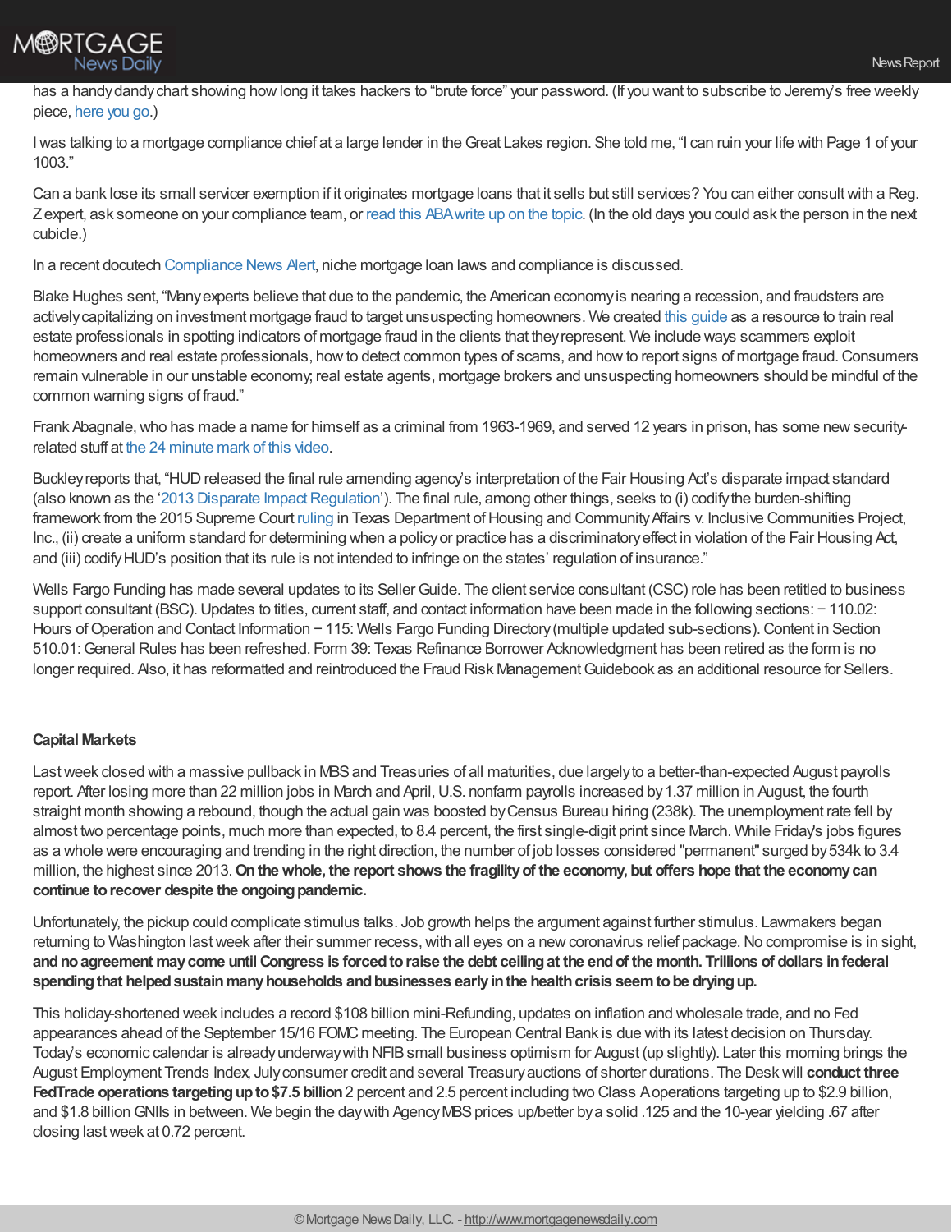has a handy dandy chart showing how long it takes hackers to "brute force" your password. (If you want to subscribe to Jeremy's free weekly piece, here you go.)

I was talking to a mortgage compliance chief at a large lender in the Great Lakes region. She told me, "I can ruin your life with Page 1 of your 1003."

Can a bank lose its small servicer exemption if it originates mortgage loans that it sells but still services? You can either consult with a Reg. Z expert, ask someone on your compliance team, or read this ABA write up on the topic. (In the old days you could ask the person in the next cubicle.)

In a recent docutech Compliance News Alert, niche mortgage loan laws and compliance is discussed.

Blake Hughes sent, "Many experts believe that due to the pandemic, the American economy is nearing a recession, and fraudsters are actively capitalizing on investment mortgage fraud to target unsuspecting homeowners. We created this guide as a resource to train real estate professionals in spotting indicators of mortgage fraud in the clients that they represent. We include ways scammers exploit homeowners and real estate professionals, how to detect common types of scams, and how to report signs of mortgage fraud. Consumers remain vulnerable in our unstable economy; real estate agents, mortgage brokers and unsuspecting homeowners should be mindful of the common warning signs of fraud."

Frank Abagnale, who has made a name for himself as a criminal from 1963-1969, and served 12 years in prison, has some new security-related stuff at the 24 minute mark of this video.

Buckley reports that, "HUD released the final rule amending agency's interpretation of the Fair Housing Act's disparate impact standard (also known as the '2013 Disparate Impact Regulation'). The final rule, among other things, seeks to (i) codify the burden-shifting framework from the 2015 Supreme Court ruling in Texas Department of Housing and Community Affairs v. Inclusive Communities Project, Inc., (ii) create a uniform standard for determining when a policy or practice has a discriminatory effect in violation of the Fair Housing Act, and (iii) codify HUD's position that its rule is not intended to infringe on the states' regulation of insurance."

Wells Fargo Funding has made several updates to its Seller Guide. The client service consultant (CSC) role has been retitled to business support consultant (BSC). Updates to titles, current staff, and contact information have been made in the following sections: − 110.02: Hours of Operation and Contact Information − 115: Wells Fargo Funding Directory (multiple updated sub-sections). Content in Section 510.01: General Rules has been refreshed. Form 39: Texas Refinance Borrower Acknowledgment has been retired as the form is no longer required. Also, it has reformatted and reintroduced the Fraud Risk Management Guidebook as an additional resource for Sellers.

**Capital Markets**

Last week closed with a massive pullback in MBS and Treasuries of all maturities, due largely to a better-than-expected August payrolls report. After losing more than 22 million jobs in March and April, U.S. nonfarm payrolls increased by 1.37 million in August, the fourth straight month showing a rebound, though the actual gain was boosted by Census Bureau hiring (238k). The unemployment rate fell by almost two percentage points, much more than expected, to 8.4 percent, the first single-digit print since March. While Friday's jobs figures as a whole were encouraging and trending in the right direction, the number of job losses considered "permanent" surged by 534k to 3.4 million, the highest since 2013. **On the whole, the report shows the fragility of the economy, but offers hope that the economy can continue to recover despite the ongoing pandemic.**

Unfortunately, the pickup could complicate stimulus talks. Job growth helps the argument against further stimulus. Lawmakers began returning to Washington last week after their summer recess, with all eyes on a new coronavirus relief package. No compromise is in sight, **and no agreement may come until Congress is forced to raise the debt ceiling at the end of the month. Trillions of dollars in federal spending that helped sustain many households and businesses early in the health crisis seem to be drying up.**

This holiday-shortened week includes a record $108 billion mini-Refunding, updates on inflation and wholesale trade, and no Fed appearances ahead of the September 15/16 FOMC meeting. The European Central Bank is due with its latest decision on Thursday. Today's economic calendar is already underway with NFIB small business optimism for August (up slightly). Later this morning brings the August Employment Trends Index, July consumer credit and several Treasury auctions of shorter durations. The Desk will **conduct three FedTrade operations targeting up to $7.5 billion** 2 percent and 2.5 percent including two Class A operations targeting up to $2.9 billion, and $1.8 billion GNIIs in between. We begin the day with Agency MBS prices up/better by a solid .125 and the 10-year yielding .67 after closing last week at 0.72 percent.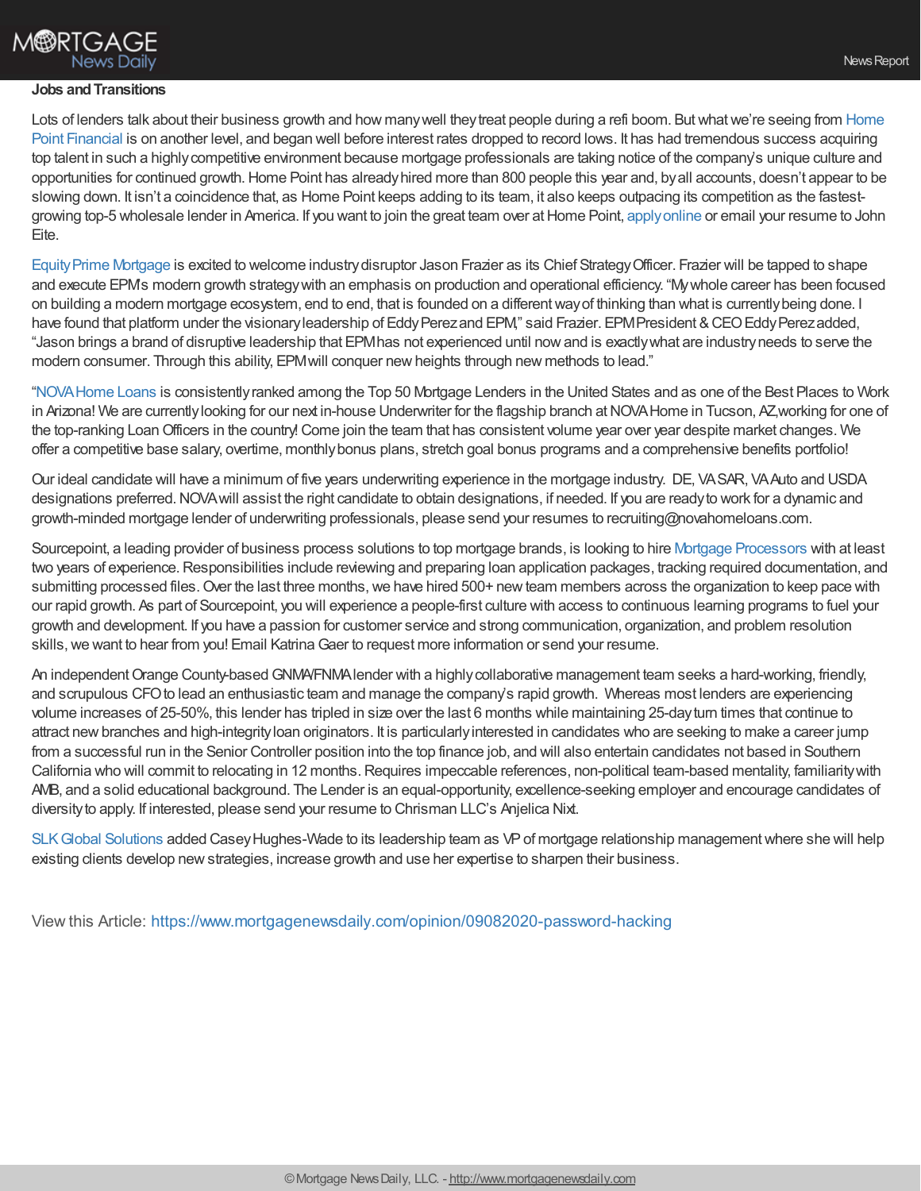**Jobs and Transitions**

Lots of lenders talk about their business growth and how many well they treat people during a refi boom. But what we're seeing from Home Point Financial is on another level, and began well before interest rates dropped to record lows. It has had tremendous success acquiring top talent in such a highly competitive environment because mortgage professionals are taking notice of the company's unique culture and opportunities for continued growth. Home Point has already hired more than 800 people this year and, by all accounts, doesn't appear to be slowing down. It isn't a coincidence that, as Home Point keeps adding to its team, it also keeps outpacing its competition as the fastest-growing top-5 wholesale lender in America. If you want to join the great team over at Home Point, apply online or email your resume to John Eite.

Equity Prime Mortgage is excited to welcome industry disruptor Jason Frazier as its Chief Strategy Officer. Frazier will be tapped to shape and execute EPM's modern growth strategy with an emphasis on production and operational efficiency. "My whole career has been focused on building a modern mortgage ecosystem, end to end, that is founded on a different way of thinking than what is currently being done. I have found that platform under the visionary leadership of Eddy Perez and EPM," said Frazier. EPM President & CEO Eddy Perez added, "Jason brings a brand of disruptive leadership that EPM has not experienced until now and is exactly what are industry needs to serve the modern consumer. Through this ability, EPM will conquer new heights through new methods to lead."

"NOVA Home Loans is consistently ranked among the Top 50 Mortgage Lenders in the United States and as one of the Best Places to Work in Arizona! We are currently looking for our next in-house Underwriter for the flagship branch at NOVA Home in Tucson, AZ, working for one of the top-ranking Loan Officers in the country! Come join the team that has consistent volume year over year despite market changes. We offer a competitive base salary, overtime, monthly bonus plans, stretch goal bonus programs and a comprehensive benefits portfolio!

Our ideal candidate will have a minimum of five years underwriting experience in the mortgage industry. DE, VA SAR, VA Auto and USDA designations preferred. NOVA will assist the right candidate to obtain designations, if needed. If you are ready to work for a dynamic and growth-minded mortgage lender of underwriting professionals, please send your resumes to recruiting@novahomeloans.com.

Sourcepoint, a leading provider of business process solutions to top mortgage brands, is looking to hire Mortgage Processors with at least two years of experience. Responsibilities include reviewing and preparing loan application packages, tracking required documentation, and submitting processed files. Over the last three months, we have hired 500+ new team members across the organization to keep pace with our rapid growth. As part of Sourcepoint, you will experience a people-first culture with access to continuous learning programs to fuel your growth and development. If you have a passion for customer service and strong communication, organization, and problem resolution skills, we want to hear from you! Email Katrina Gaer to request more information or send your resume.

An independent Orange County-based GNMA/FNMA lender with a highly collaborative management team seeks a hard-working, friendly, and scrupulous CFO to lead an enthusiastic team and manage the company's rapid growth. Whereas most lenders are experiencing volume increases of 25-50%, this lender has tripled in size over the last 6 months while maintaining 25-day turn times that continue to attract new branches and high-integrity loan originators. It is particularly interested in candidates who are seeking to make a career jump from a successful run in the Senior Controller position into the top finance job, and will also entertain candidates not based in Southern California who will commit to relocating in 12 months. Requires impeccable references, non-political team-based mentality, familiarity with AMB, and a solid educational background. The Lender is an equal-opportunity, excellence-seeking employer and encourage candidates of diversity to apply. If interested, please send your resume to Chrisman LLC's Anjelica Nixt.

SLK Global Solutions added Casey Hughes-Wade to its leadership team as VP of mortgage relationship management where she will help existing clients develop new strategies, increase growth and use her expertise to sharpen their business.

View this Article: https://www.mortgagenewsdaily.com/opinion/09082020-password-hacking